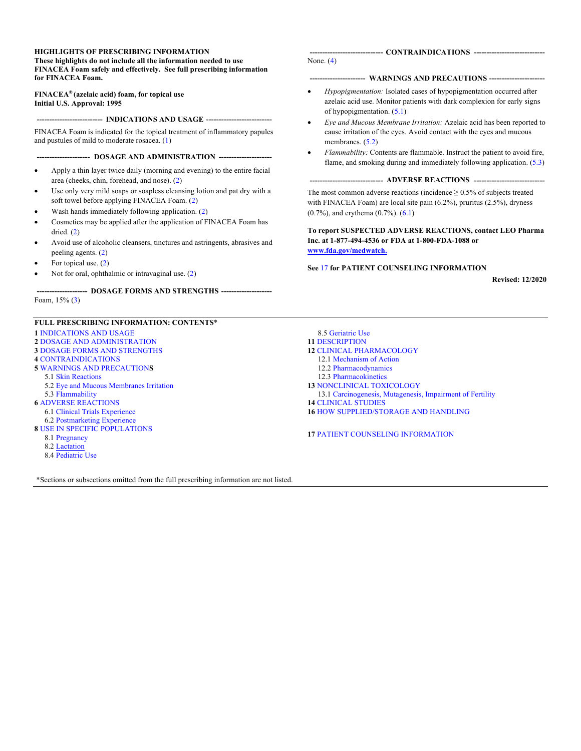**HIGHLIGHTS OF PRESCRIBING INFORMATION**
**These highlights do not include all the information needed to use FINACEA Foam safely and effectively. See full prescribing information for FINACEA Foam.**

**FINACEA® (azelaic acid) foam, for topical use**
**Initial U.S. Approval: 1995**

## INDICATIONS AND USAGE

FINACEA Foam is indicated for the topical treatment of inflammatory papules and pustules of mild to moderate rosacea. (1)

## DOSAGE AND ADMINISTRATION

- Apply a thin layer twice daily (morning and evening) to the entire facial area (cheeks, chin, forehead, and nose). (2)
- Use only very mild soaps or soapless cleansing lotion and pat dry with a soft towel before applying FINACEA Foam. (2)
- Wash hands immediately following application. (2)
- Cosmetics may be applied after the application of FINACEA Foam has dried. (2)
- Avoid use of alcoholic cleansers, tinctures and astringents, abrasives and peeling agents. (2)
- For topical use. (2)
- Not for oral, ophthalmic or intravaginal use. (2)

## DOSAGE FORMS AND STRENGTHS

Foam, 15% (3)

## CONTRAINDICATIONS

None. (4)

## WARNINGS AND PRECAUTIONS

- *Hypopigmentation:* Isolated cases of hypopigmentation occurred after azelaic acid use. Monitor patients with dark complexion for early signs of hypopigmentation. (5.1)
- *Eye and Mucous Membrane Irritation:* Azelaic acid has been reported to cause irritation of the eyes. Avoid contact with the eyes and mucous membranes. (5.2)
- *Flammability:* Contents are flammable. Instruct the patient to avoid fire, flame, and smoking during and immediately following application. (5.3)

## ADVERSE REACTIONS

The most common adverse reactions (incidence ≥ 0.5% of subjects treated with FINACEA Foam) are local site pain (6.2%), pruritus (2.5%), dryness (0.7%), and erythema (0.7%). (6.1)

**To report SUSPECTED ADVERSE REACTIONS, contact LEO Pharma Inc. at 1-877-494-4536 or FDA at 1-800-FDA-1088 or www.fda.gov/medwatch.**

**See 17 for PATIENT COUNSELING INFORMATION**

**Revised: 12/2020**

## FULL PRESCRIBING INFORMATION: CONTENTS*

**1** INDICATIONS AND USAGE
**2** DOSAGE AND ADMINISTRATION
**3** DOSAGE FORMS AND STRENGTHS
**4** CONTRAINDICATIONS
**5** WARNINGS AND PRECAUTIONS
- 5.1 Skin Reactions
- 5.2 Eye and Mucous Membranes Irritation
- 5.3 Flammability

**6** ADVERSE REACTIONS
- 6.1 Clinical Trials Experience
- 6.2 Postmarketing Experience

**8** USE IN SPECIFIC POPULATIONS
- 8.1 Pregnancy
- 8.2 Lactation
- 8.4 Pediatric Use
- 8.5 Geriatric Use

**11** DESCRIPTION
**12** CLINICAL PHARMACOLOGY
- 12.1 Mechanism of Action
- 12.2 Pharmacodynamics
- 12.3 Pharmacokinetics

**13** NONCLINICAL TOXICOLOGY
- 13.1 Carcinogenesis, Mutagenesis, Impairment of Fertility

**14** CLINICAL STUDIES
**16** HOW SUPPLIED/STORAGE AND HANDLING
**17** PATIENT COUNSELING INFORMATION

*Sections or subsections omitted from the full prescribing information are not listed.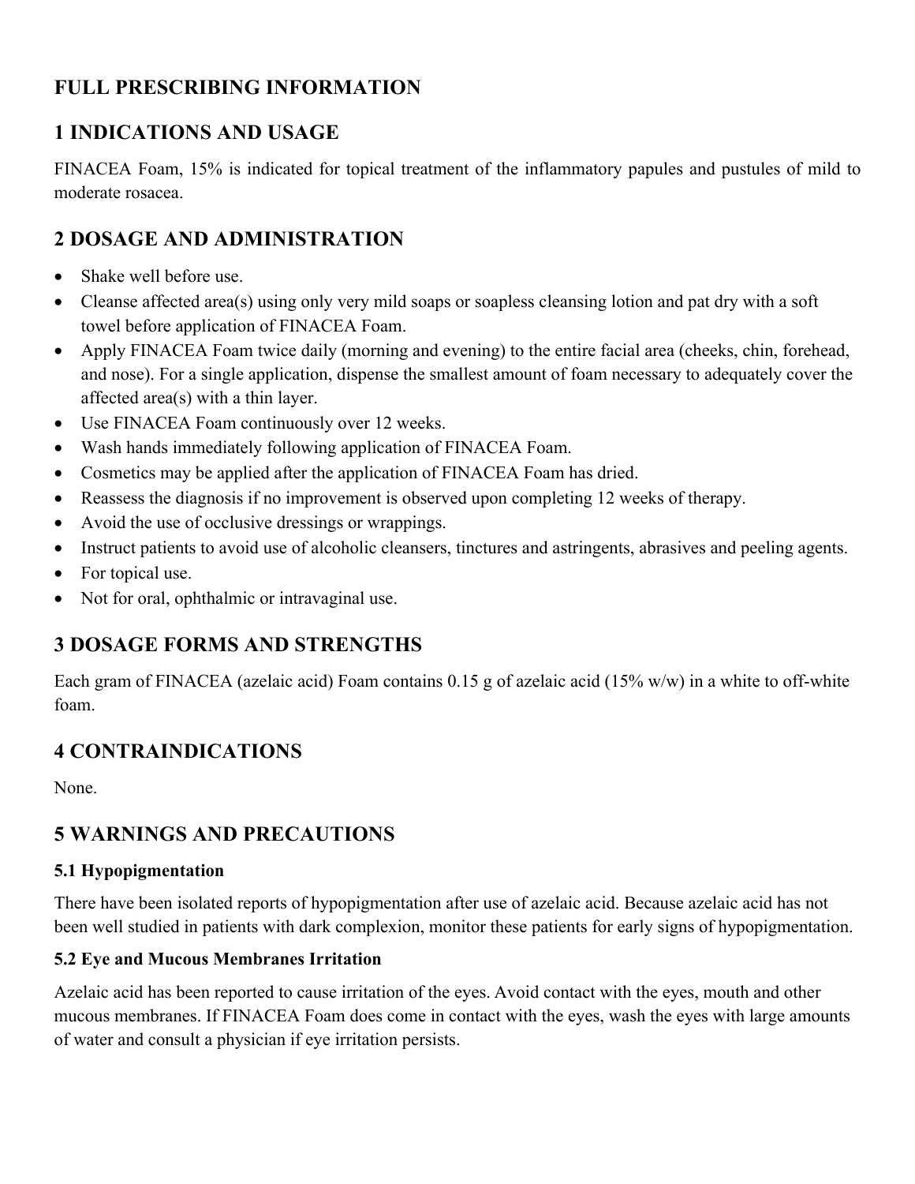# FULL PRESCRIBING INFORMATION

## 1 INDICATIONS AND USAGE

FINACEA Foam, 15% is indicated for topical treatment of the inflammatory papules and pustules of mild to moderate rosacea.

## 2 DOSAGE AND ADMINISTRATION

- Shake well before use.
- Cleanse affected area(s) using only very mild soaps or soapless cleansing lotion and pat dry with a soft towel before application of FINACEA Foam.
- Apply FINACEA Foam twice daily (morning and evening) to the entire facial area (cheeks, chin, forehead, and nose). For a single application, dispense the smallest amount of foam necessary to adequately cover the affected area(s) with a thin layer.
- Use FINACEA Foam continuously over 12 weeks.
- Wash hands immediately following application of FINACEA Foam.
- Cosmetics may be applied after the application of FINACEA Foam has dried.
- Reassess the diagnosis if no improvement is observed upon completing 12 weeks of therapy.
- Avoid the use of occlusive dressings or wrappings.
- Instruct patients to avoid use of alcoholic cleansers, tinctures and astringents, abrasives and peeling agents.
- For topical use.
- Not for oral, ophthalmic or intravaginal use.

## 3 DOSAGE FORMS AND STRENGTHS

Each gram of FINACEA (azelaic acid) Foam contains 0.15 g of azelaic acid (15% w/w) in a white to off-white foam.

## 4 CONTRAINDICATIONS

None.

## 5 WARNINGS AND PRECAUTIONS

### 5.1 Hypopigmentation

There have been isolated reports of hypopigmentation after use of azelaic acid. Because azelaic acid has not been well studied in patients with dark complexion, monitor these patients for early signs of hypopigmentation.

### 5.2 Eye and Mucous Membranes Irritation

Azelaic acid has been reported to cause irritation of the eyes. Avoid contact with the eyes, mouth and other mucous membranes. If FINACEA Foam does come in contact with the eyes, wash the eyes with large amounts of water and consult a physician if eye irritation persists.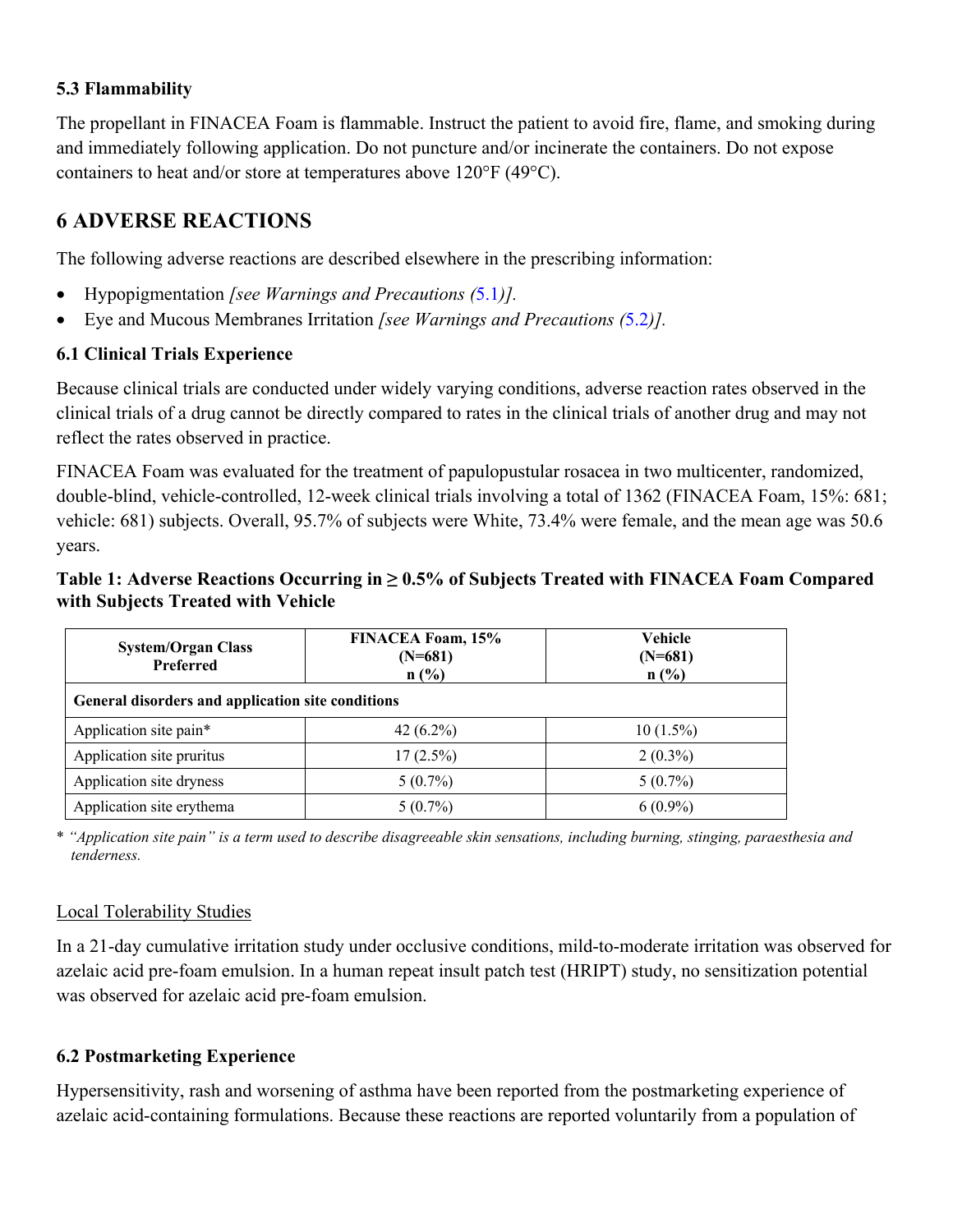### 5.3 Flammability

The propellant in FINACEA Foam is flammable. Instruct the patient to avoid fire, flame, and smoking during and immediately following application. Do not puncture and/or incinerate the containers. Do not expose containers to heat and/or store at temperatures above 120°F (49°C).

## 6 ADVERSE REACTIONS

The following adverse reactions are described elsewhere in the prescribing information:

- Hypopigmentation *[see Warnings and Precautions (5.1)]*.
- Eye and Mucous Membranes Irritation *[see Warnings and Precautions (5.2)]*.

### 6.1 Clinical Trials Experience

Because clinical trials are conducted under widely varying conditions, adverse reaction rates observed in the clinical trials of a drug cannot be directly compared to rates in the clinical trials of another drug and may not reflect the rates observed in practice.

FINACEA Foam was evaluated for the treatment of papulopustular rosacea in two multicenter, randomized, double-blind, vehicle-controlled, 12-week clinical trials involving a total of 1362 (FINACEA Foam, 15%: 681; vehicle: 681) subjects. Overall, 95.7% of subjects were White, 73.4% were female, and the mean age was 50.6 years.

**Table 1: Adverse Reactions Occurring in ≥ 0.5% of Subjects Treated with FINACEA Foam Compared with Subjects Treated with Vehicle**

| System/Organ Class Preferred | FINACEA Foam, 15% (N=681) n (%) | Vehicle (N=681) n (%) |
|---|---|---|
| **General disorders and application site conditions** | | |
| Application site pain* | 42 (6.2%) | 10 (1.5%) |
| Application site pruritus | 17 (2.5%) | 2 (0.3%) |
| Application site dryness | 5 (0.7%) | 5 (0.7%) |
| Application site erythema | 5 (0.7%) | 6 (0.9%) |

\* *"Application site pain" is a term used to describe disagreeable skin sensations, including burning, stinging, paraesthesia and tenderness.*

Local Tolerability Studies

In a 21-day cumulative irritation study under occlusive conditions, mild-to-moderate irritation was observed for azelaic acid pre-foam emulsion. In a human repeat insult patch test (HRIPT) study, no sensitization potential was observed for azelaic acid pre-foam emulsion.

### 6.2 Postmarketing Experience

Hypersensitivity, rash and worsening of asthma have been reported from the postmarketing experience of azelaic acid-containing formulations. Because these reactions are reported voluntarily from a population of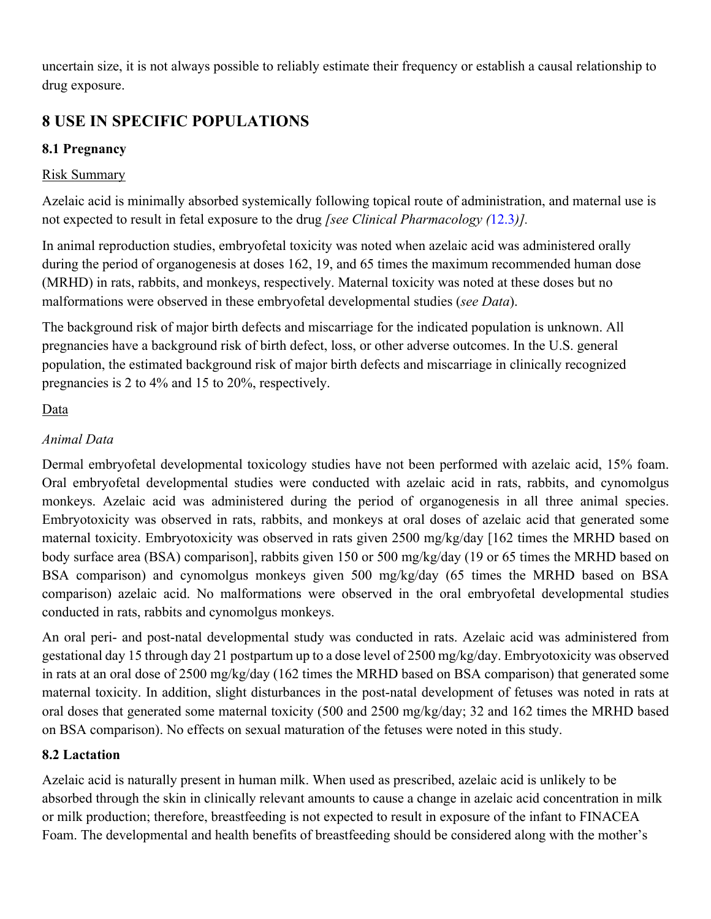uncertain size, it is not always possible to reliably estimate their frequency or establish a causal relationship to drug exposure.

## 8 USE IN SPECIFIC POPULATIONS

### 8.1 Pregnancy

Risk Summary

Azelaic acid is minimally absorbed systemically following topical route of administration, and maternal use is not expected to result in fetal exposure to the drug *[see Clinical Pharmacology (12.3)].*

In animal reproduction studies, embryofetal toxicity was noted when azelaic acid was administered orally during the period of organogenesis at doses 162, 19, and 65 times the maximum recommended human dose (MRHD) in rats, rabbits, and monkeys, respectively. Maternal toxicity was noted at these doses but no malformations were observed in these embryofetal developmental studies (*see Data*).

The background risk of major birth defects and miscarriage for the indicated population is unknown. All pregnancies have a background risk of birth defect, loss, or other adverse outcomes. In the U.S. general population, the estimated background risk of major birth defects and miscarriage in clinically recognized pregnancies is 2 to 4% and 15 to 20%, respectively.

Data

*Animal Data*

Dermal embryofetal developmental toxicology studies have not been performed with azelaic acid, 15% foam. Oral embryofetal developmental studies were conducted with azelaic acid in rats, rabbits, and cynomolgus monkeys. Azelaic acid was administered during the period of organogenesis in all three animal species. Embryotoxicity was observed in rats, rabbits, and monkeys at oral doses of azelaic acid that generated some maternal toxicity. Embryotoxicity was observed in rats given 2500 mg/kg/day [162 times the MRHD based on body surface area (BSA) comparison], rabbits given 150 or 500 mg/kg/day (19 or 65 times the MRHD based on BSA comparison) and cynomolgus monkeys given 500 mg/kg/day (65 times the MRHD based on BSA comparison) azelaic acid. No malformations were observed in the oral embryofetal developmental studies conducted in rats, rabbits and cynomolgus monkeys.

An oral peri- and post-natal developmental study was conducted in rats. Azelaic acid was administered from gestational day 15 through day 21 postpartum up to a dose level of 2500 mg/kg/day. Embryotoxicity was observed in rats at an oral dose of 2500 mg/kg/day (162 times the MRHD based on BSA comparison) that generated some maternal toxicity. In addition, slight disturbances in the post-natal development of fetuses was noted in rats at oral doses that generated some maternal toxicity (500 and 2500 mg/kg/day; 32 and 162 times the MRHD based on BSA comparison). No effects on sexual maturation of the fetuses were noted in this study.

### 8.2 Lactation

Azelaic acid is naturally present in human milk. When used as prescribed, azelaic acid is unlikely to be absorbed through the skin in clinically relevant amounts to cause a change in azelaic acid concentration in milk or milk production; therefore, breastfeeding is not expected to result in exposure of the infant to FINACEA Foam. The developmental and health benefits of breastfeeding should be considered along with the mother's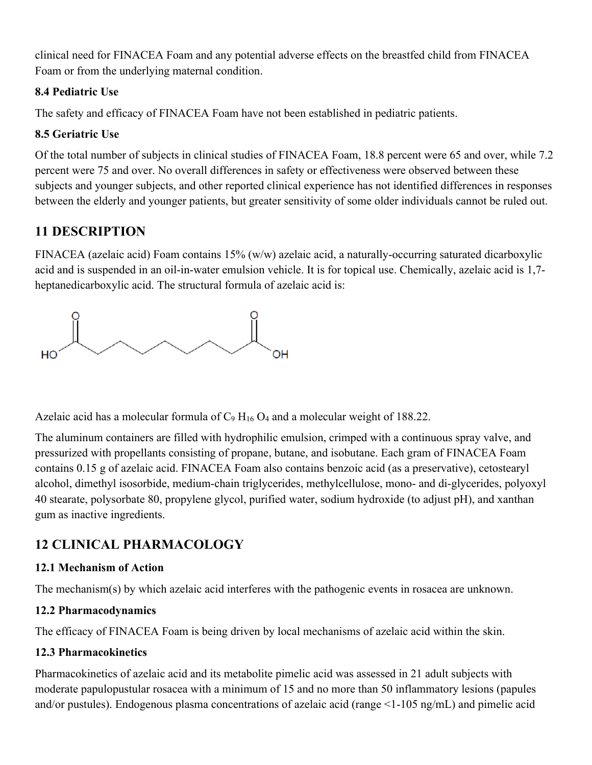clinical need for FINACEA Foam and any potential adverse effects on the breastfed child from FINACEA Foam or from the underlying maternal condition.

### 8.4 Pediatric Use

The safety and efficacy of FINACEA Foam have not been established in pediatric patients.

### 8.5 Geriatric Use

Of the total number of subjects in clinical studies of FINACEA Foam, 18.8 percent were 65 and over, while 7.2 percent were 75 and over. No overall differences in safety or effectiveness were observed between these subjects and younger subjects, and other reported clinical experience has not identified differences in responses between the elderly and younger patients, but greater sensitivity of some older individuals cannot be ruled out.

## 11 DESCRIPTION

FINACEA (azelaic acid) Foam contains 15% (w/w) azelaic acid, a naturally-occurring saturated dicarboxylic acid and is suspended in an oil-in-water emulsion vehicle. It is for topical use. Chemically, azelaic acid is 1,7-heptanedicarboxylic acid. The structural formula of azelaic acid is:

Azelaic acid has a molecular formula of $C_9H_{16}O_4$ and a molecular weight of 188.22.

The aluminum containers are filled with hydrophilic emulsion, crimped with a continuous spray valve, and pressurized with propellants consisting of propane, butane, and isobutane. Each gram of FINACEA Foam contains 0.15 g of azelaic acid. FINACEA Foam also contains benzoic acid (as a preservative), cetostearyl alcohol, dimethyl isosorbide, medium-chain triglycerides, methylcellulose, mono- and di-glycerides, polyoxyl 40 stearate, polysorbate 80, propylene glycol, purified water, sodium hydroxide (to adjust pH), and xanthan gum as inactive ingredients.

## 12 CLINICAL PHARMACOLOGY

### 12.1 Mechanism of Action

The mechanism(s) by which azelaic acid interferes with the pathogenic events in rosacea are unknown.

### 12.2 Pharmacodynamics

The efficacy of FINACEA Foam is being driven by local mechanisms of azelaic acid within the skin.

### 12.3 Pharmacokinetics

Pharmacokinetics of azelaic acid and its metabolite pimelic acid was assessed in 21 adult subjects with moderate papulopustular rosacea with a minimum of 15 and no more than 50 inflammatory lesions (papules and/or pustules). Endogenous plasma concentrations of azelaic acid (range <1-105 ng/mL) and pimelic acid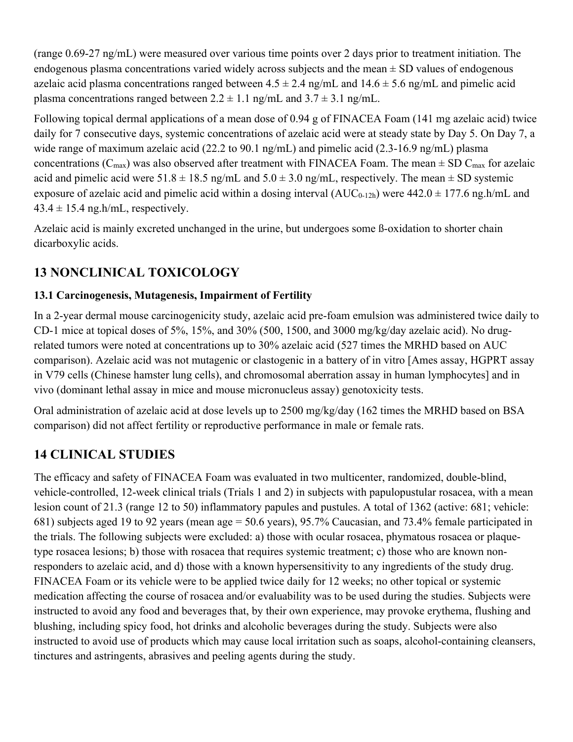(range 0.69-27 ng/mL) were measured over various time points over 2 days prior to treatment initiation. The endogenous plasma concentrations varied widely across subjects and the mean ± SD values of endogenous azelaic acid plasma concentrations ranged between 4.5 ± 2.4 ng/mL and 14.6 ± 5.6 ng/mL and pimelic acid plasma concentrations ranged between 2.2 ± 1.1 ng/mL and 3.7 ± 3.1 ng/mL.

Following topical dermal applications of a mean dose of 0.94 g of FINACEA Foam (141 mg azelaic acid) twice daily for 7 consecutive days, systemic concentrations of azelaic acid were at steady state by Day 5. On Day 7, a wide range of maximum azelaic acid (22.2 to 90.1 ng/mL) and pimelic acid (2.3-16.9 ng/mL) plasma concentrations ($C_{max}$) was also observed after treatment with FINACEA Foam. The mean ± SD $C_{max}$ for azelaic acid and pimelic acid were 51.8 ± 18.5 ng/mL and 5.0 ± 3.0 ng/mL, respectively. The mean ± SD systemic exposure of azelaic acid and pimelic acid within a dosing interval ($AUC_{0-12h}$) were 442.0 ± 177.6 ng.h/mL and 43.4 ± 15.4 ng.h/mL, respectively.

Azelaic acid is mainly excreted unchanged in the urine, but undergoes some ß-oxidation to shorter chain dicarboxylic acids.

## 13 NONCLINICAL TOXICOLOGY

### 13.1 Carcinogenesis, Mutagenesis, Impairment of Fertility

In a 2-year dermal mouse carcinogenicity study, azelaic acid pre-foam emulsion was administered twice daily to CD-1 mice at topical doses of 5%, 15%, and 30% (500, 1500, and 3000 mg/kg/day azelaic acid). No drug-related tumors were noted at concentrations up to 30% azelaic acid (527 times the MRHD based on AUC comparison). Azelaic acid was not mutagenic or clastogenic in a battery of in vitro [Ames assay, HGPRT assay in V79 cells (Chinese hamster lung cells), and chromosomal aberration assay in human lymphocytes] and in vivo (dominant lethal assay in mice and mouse micronucleus assay) genotoxicity tests.

Oral administration of azelaic acid at dose levels up to 2500 mg/kg/day (162 times the MRHD based on BSA comparison) did not affect fertility or reproductive performance in male or female rats.

## 14 CLINICAL STUDIES

The efficacy and safety of FINACEA Foam was evaluated in two multicenter, randomized, double-blind, vehicle-controlled, 12-week clinical trials (Trials 1 and 2) in subjects with papulopustular rosacea, with a mean lesion count of 21.3 (range 12 to 50) inflammatory papules and pustules. A total of 1362 (active: 681; vehicle: 681) subjects aged 19 to 92 years (mean age = 50.6 years), 95.7% Caucasian, and 73.4% female participated in the trials. The following subjects were excluded: a) those with ocular rosacea, phymatous rosacea or plaque-type rosacea lesions; b) those with rosacea that requires systemic treatment; c) those who are known non-responders to azelaic acid, and d) those with a known hypersensitivity to any ingredients of the study drug. FINACEA Foam or its vehicle were to be applied twice daily for 12 weeks; no other topical or systemic medication affecting the course of rosacea and/or evaluability was to be used during the studies. Subjects were instructed to avoid any food and beverages that, by their own experience, may provoke erythema, flushing and blushing, including spicy food, hot drinks and alcoholic beverages during the study. Subjects were also instructed to avoid use of products which may cause local irritation such as soaps, alcohol-containing cleansers, tinctures and astringents, abrasives and peeling agents during the study.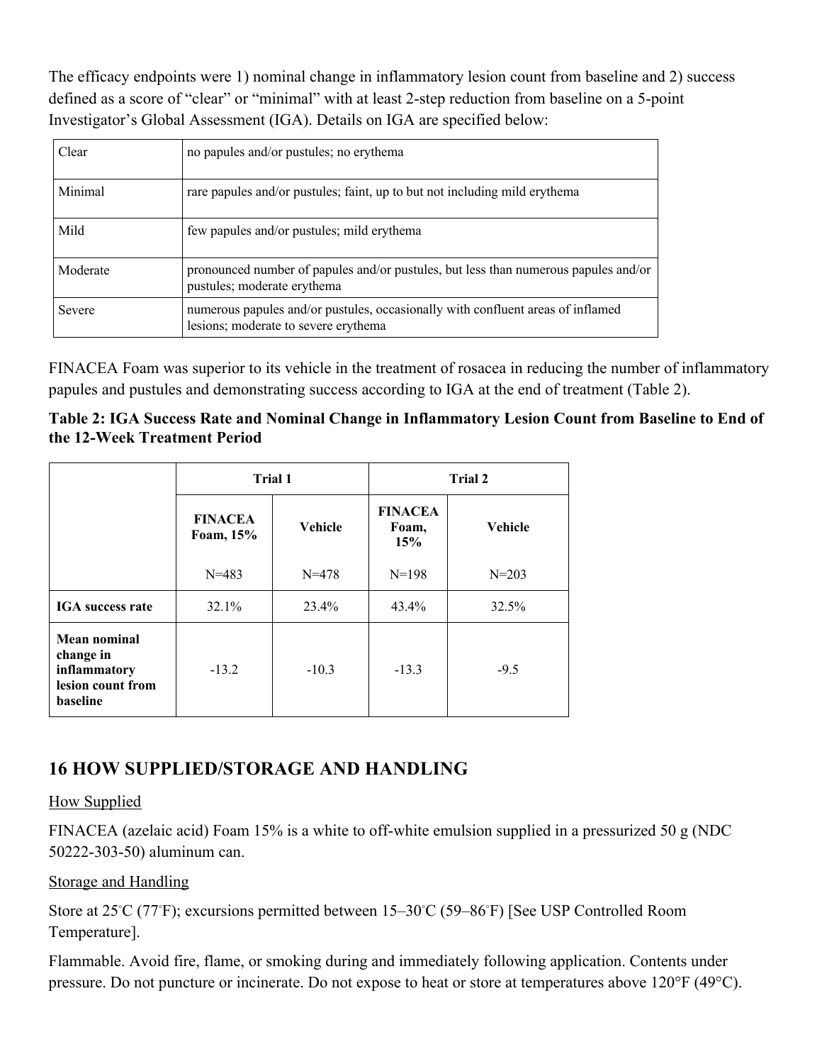The efficacy endpoints were 1) nominal change in inflammatory lesion count from baseline and 2) success defined as a score of "clear" or "minimal" with at least 2-step reduction from baseline on a 5-point Investigator's Global Assessment (IGA). Details on IGA are specified below:

| | |
|---|---|
| Clear | no papules and/or pustules; no erythema |
| Minimal | rare papules and/or pustules; faint, up to but not including mild erythema |
| Mild | few papules and/or pustules; mild erythema |
| Moderate | pronounced number of papules and/or pustules, but less than numerous papules and/or pustules; moderate erythema |
| Severe | numerous papules and/or pustules, occasionally with confluent areas of inflamed lesions; moderate to severe erythema |

FINACEA Foam was superior to its vehicle in the treatment of rosacea in reducing the number of inflammatory papules and pustules and demonstrating success according to IGA at the end of treatment (Table 2).

**Table 2: IGA Success Rate and Nominal Change in Inflammatory Lesion Count from Baseline to End of the 12-Week Treatment Period**

| | **Trial 1** | | **Trial 2** | |
|---|---|---|---|---|
| | **FINACEA Foam, 15%** N=483 | **Vehicle** N=478 | **FINACEA Foam, 15%** N=198 | **Vehicle** N=203 |
| **IGA success rate** | 32.1% | 23.4% | 43.4% | 32.5% |
| **Mean nominal change in inflammatory lesion count from baseline** | -13.2 | -10.3 | -13.3 | -9.5 |

## 16 HOW SUPPLIED/STORAGE AND HANDLING

How Supplied

FINACEA (azelaic acid) Foam 15% is a white to off-white emulsion supplied in a pressurized 50 g (NDC 50222-303-50) aluminum can.

Storage and Handling

Store at 25°C (77°F); excursions permitted between 15–30°C (59–86°F) [See USP Controlled Room Temperature].

Flammable. Avoid fire, flame, or smoking during and immediately following application. Contents under pressure. Do not puncture or incinerate. Do not expose to heat or store at temperatures above 120°F (49°C).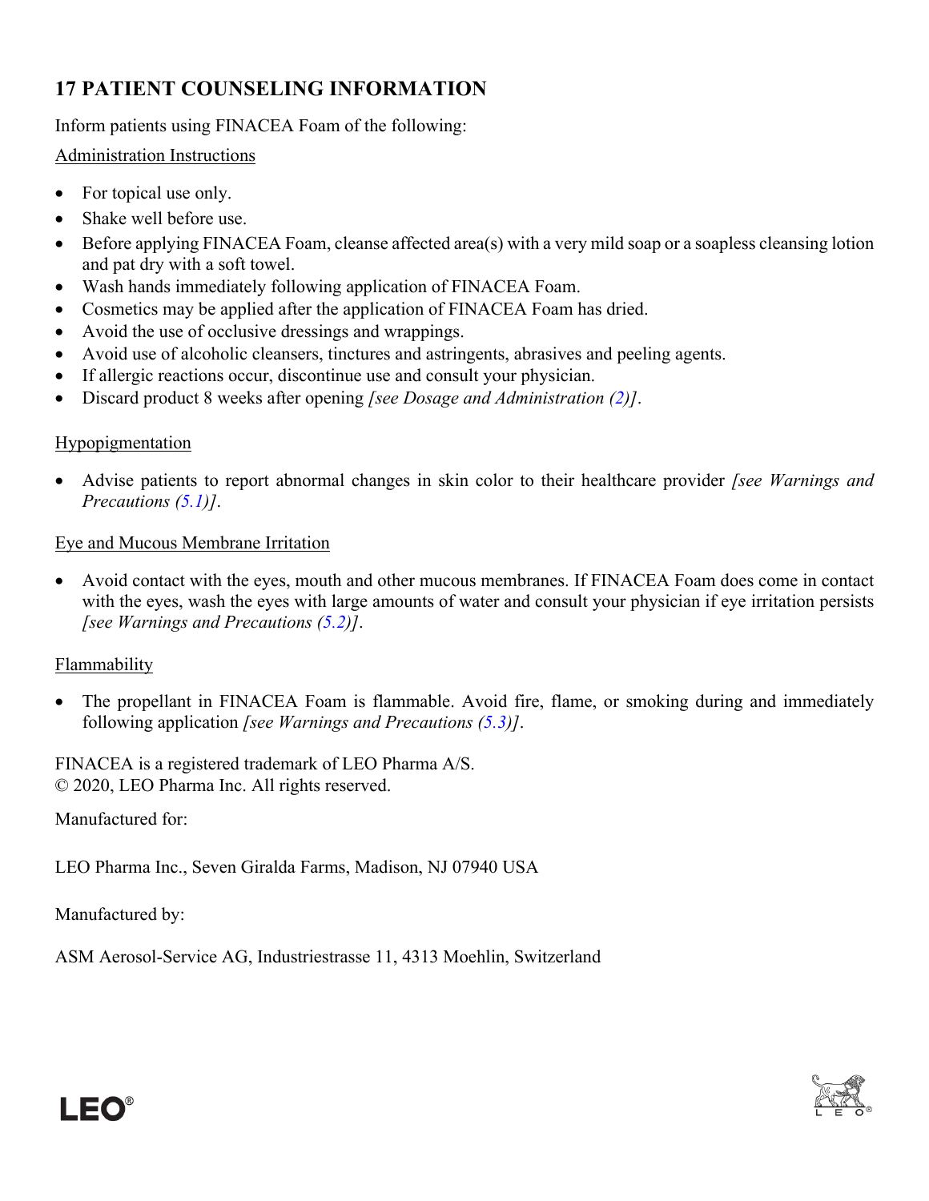## 17 PATIENT COUNSELING INFORMATION

Inform patients using FINACEA Foam of the following:

Administration Instructions

- For topical use only.
- Shake well before use.
- Before applying FINACEA Foam, cleanse affected area(s) with a very mild soap or a soapless cleansing lotion and pat dry with a soft towel.
- Wash hands immediately following application of FINACEA Foam.
- Cosmetics may be applied after the application of FINACEA Foam has dried.
- Avoid the use of occlusive dressings and wrappings.
- Avoid use of alcoholic cleansers, tinctures and astringents, abrasives and peeling agents.
- If allergic reactions occur, discontinue use and consult your physician.
- Discard product 8 weeks after opening *[see Dosage and Administration (2)]*.

Hypopigmentation

- Advise patients to report abnormal changes in skin color to their healthcare provider *[see Warnings and Precautions (5.1)]*.

Eye and Mucous Membrane Irritation

- Avoid contact with the eyes, mouth and other mucous membranes. If FINACEA Foam does come in contact with the eyes, wash the eyes with large amounts of water and consult your physician if eye irritation persists *[see Warnings and Precautions (5.2)]*.

Flammability

- The propellant in FINACEA Foam is flammable. Avoid fire, flame, or smoking during and immediately following application *[see Warnings and Precautions (5.3)]*.

FINACEA is a registered trademark of LEO Pharma A/S.
© 2020, LEO Pharma Inc. All rights reserved.

Manufactured for:

LEO Pharma Inc., Seven Giralda Farms, Madison, NJ 07940 USA

Manufactured by:

ASM Aerosol-Service AG, Industriestrasse 11, 4313 Moehlin, Switzerland